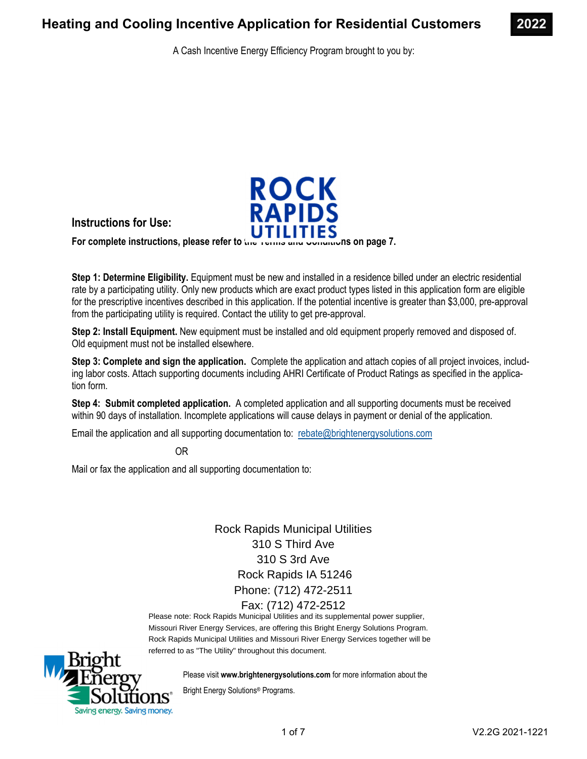# Heating and Cooling Incentive Application for Residential Customers **2022**

A Cash Incentive Energy Efficiency Program brought to you by:

ROCK RAPIDS UTILITIES

## Instructions for Use:

**For complete instructions, please refer to the Terms and Conditions on page 7.**

**Step 1: Determine Eligibility.** Equipment must be new and installed in a residence billed under an electric residential rate by a participating utility. Only new products which are exact product types listed in this application form are eligible for the prescriptive incentives described in this application. If the potential incentive is greater than $3,000, pre-approval from the participating utility is required. Contact the utility to get pre-approval.

**Step 2: Install Equipment.** New equipment must be installed and old equipment properly removed and disposed of. Old equipment must not be installed elsewhere.

**Step 3: Complete and sign the application.** Complete the application and attach copies of all project invoices, including labor costs. Attach supporting documents including AHRI Certificate of Product Ratings as specified in the application form.

**Step 4: Submit completed application.** A completed application and all supporting documents must be received within 90 days of installation. Incomplete applications will cause delays in payment or denial of the application.

Email the application and all supporting documentation to: rebate@brightenergysolutions.com

OR

Mail or fax the application and all supporting documentation to:

Rock Rapids Municipal Utilities
310 S Third Ave
310 S 3rd Ave
Rock Rapids IA 51246
Phone: (712) 472-2511
Fax: (712) 472-2512

Please note: Rock Rapids Municipal Utilities and its supplemental power supplier, Missouri River Energy Services, are offering this Bright Energy Solutions Program. Rock Rapids Municipal Utilities and Missouri River Energy Services together will be referred to as "The Utility" throughout this document.

Bright Energy Solutions® — Saving energy. Saving money.

Please visit **www.brightenergysolutions.com** for more information about the Bright Energy Solutions® Programs.

V2.2G 2021-1221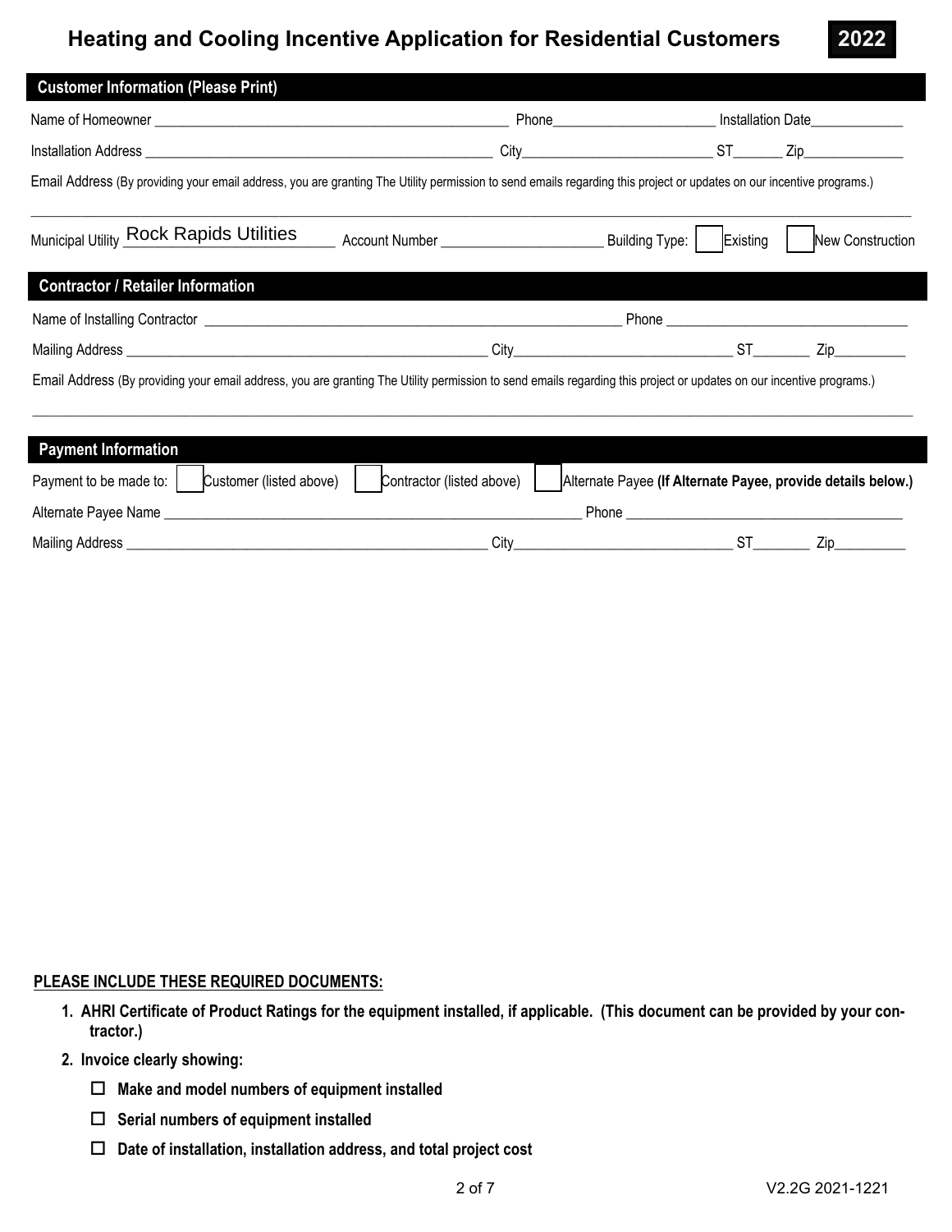# Heating and Cooling Incentive Application for Residential Customers

**2022**

## Customer Information (Please Print)

Name of Homeowner ____________________ Phone ____________________ Installation Date ____________

Installation Address ____________________ City ____________________ ST ______ Zip ____________

Email Address (By providing your email address, you are granting The Utility permission to send emails regarding this project or updates on our incentive programs.)

______________________________________________________________________

Municipal Utility Rock Rapids Utilities Account Number ____________________ Building Type: ☐ Existing ☐ New Construction

## Contractor / Retailer Information

Name of Installing Contractor ____________________ Phone ____________________

Mailing Address ____________________ City ____________________ ST ______ Zip ____________

Email Address (By providing your email address, you are granting The Utility permission to send emails regarding this project or updates on our incentive programs.)

______________________________________________________________________

## Payment Information

Payment to be made to: ☐ Customer (listed above) ☐ Contractor (listed above) ☐ Alternate Payee **(If Alternate Payee, provide details below.)**

Alternate Payee Name ____________________ Phone ____________________

Mailing Address ____________________ City ____________________ ST ______ Zip ____________

**PLEASE INCLUDE THESE REQUIRED DOCUMENTS:**

1. **AHRI Certificate of Product Ratings for the equipment installed, if applicable. (This document can be provided by your contractor.)**
2. **Invoice clearly showing:**
   - ☐ **Make and model numbers of equipment installed**
   - ☐ **Serial numbers of equipment installed**
   - ☐ **Date of installation, installation address, and total project cost**

V2.2G 2021-1221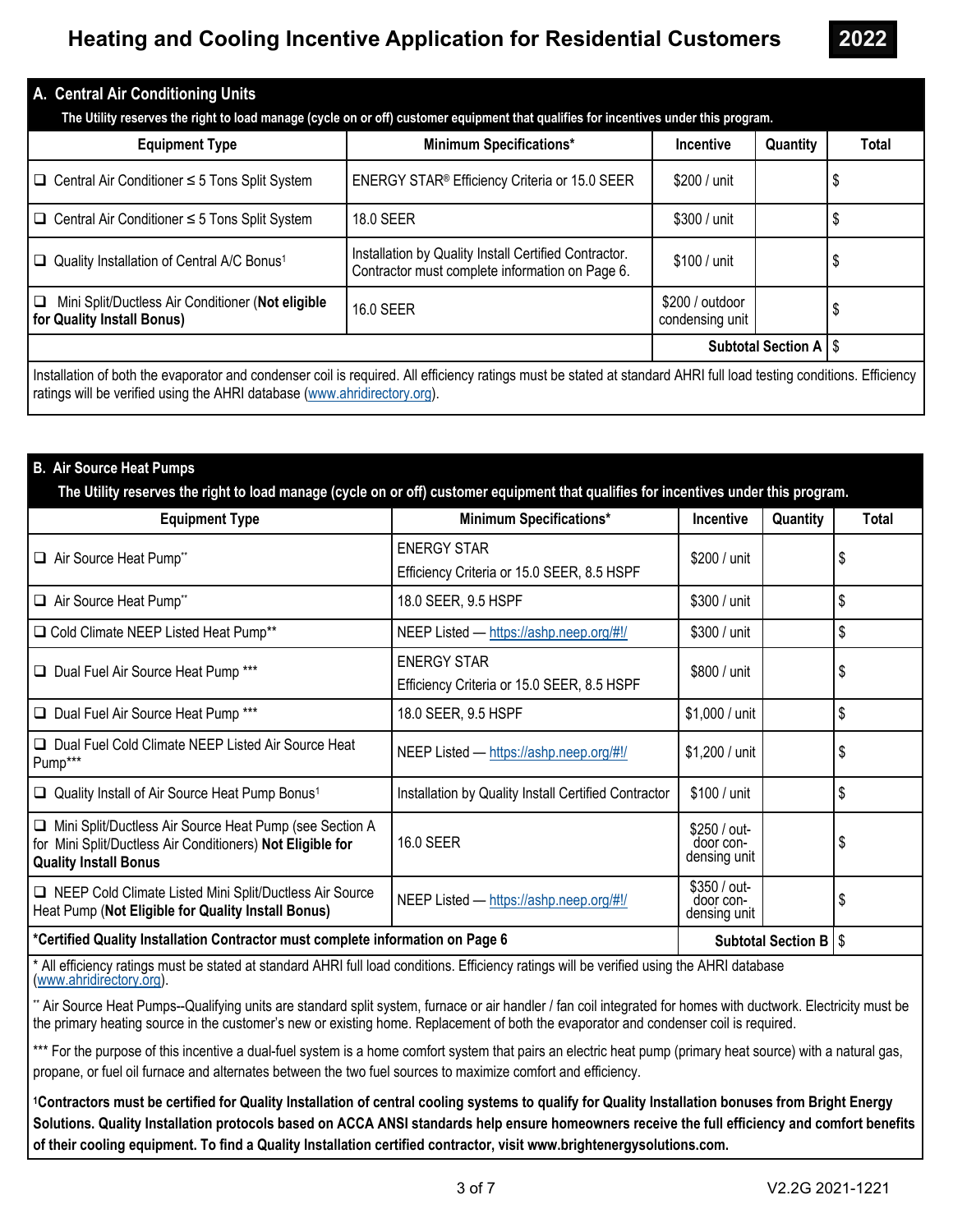# Heating and Cooling Incentive Application for Residential Customers 2022

## A. Central Air Conditioning Units

**The Utility reserves the right to load manage (cycle on or off) customer equipment that qualifies for incentives under this program.**

| Equipment Type | Minimum Specifications* | Incentive | Quantity | Total |
|---|---|---|---|---|
| ❑ Central Air Conditioner ≤ 5 Tons Split System | ENERGY STAR® Efficiency Criteria or 15.0 SEER | $200 / unit | | $ |
| ❑ Central Air Conditioner ≤ 5 Tons Split System | 18.0 SEER | $300 / unit | | $ |
| ❑ Quality Installation of Central A/C Bonus[1] | Installation by Quality Install Certified Contractor. Contractor must complete information on Page 6. | $100 / unit | | $ |
| ❑ Mini Split/Ductless Air Conditioner (**Not eligible for Quality Install Bonus**) | 16.0 SEER | $200 / outdoor condensing unit | | $ |
| | | **Subtotal Section A** | | $ |

Installation of both the evaporator and condenser coil is required. All efficiency ratings must be stated at standard AHRI full load testing conditions. Efficiency ratings will be verified using the AHRI database (www.ahridirectory.org).

## B. Air Source Heat Pumps

**The Utility reserves the right to load manage (cycle on or off) customer equipment that qualifies for incentives under this program.**

| Equipment Type | Minimum Specifications* | Incentive | Quantity | Total |
|---|---|---|---|---|
| ❑ Air Source Heat Pump** | ENERGY STAR Efficiency Criteria or 15.0 SEER, 8.5 HSPF | $200 / unit | | $ |
| ❑ Air Source Heat Pump** | 18.0 SEER, 9.5 HSPF | $300 / unit | | $ |
| ❑ Cold Climate NEEP Listed Heat Pump** | NEEP Listed — https://ashp.neep.org/#!/ | $300 / unit | | $ |
| ❑ Dual Fuel Air Source Heat Pump *** | ENERGY STAR Efficiency Criteria or 15.0 SEER, 8.5 HSPF | $800 / unit | | $ |
| ❑ Dual Fuel Air Source Heat Pump *** | 18.0 SEER, 9.5 HSPF | $1,000 / unit | | $ |
| ❑ Dual Fuel Cold Climate NEEP Listed Air Source Heat Pump*** | NEEP Listed — https://ashp.neep.org/#!/ | $1,200 / unit | | $ |
| ❑ Quality Install of Air Source Heat Pump Bonus[1] | Installation by Quality Install Certified Contractor | $100 / unit | | $ |
| ❑ Mini Split/Ductless Air Source Heat Pump (see Section A for Mini Split/Ductless Air Conditioners) **Not Eligible for Quality Install Bonus** | 16.0 SEER | $250 / outdoor condensing unit | | $ |
| ❑ NEEP Cold Climate Listed Mini Split/Ductless Air Source Heat Pump (**Not Eligible for Quality Install Bonus**) | NEEP Listed — https://ashp.neep.org/#!/ | $350 / outdoor condensing unit | | $ |
| ***Certified Quality Installation Contractor must complete information on Page 6** | | **Subtotal Section B** | | $ |

* All efficiency ratings must be stated at standard AHRI full load conditions. Efficiency ratings will be verified using the AHRI database (www.ahridirectory.org).

** Air Source Heat Pumps--Qualifying units are standard split system, furnace or air handler / fan coil integrated for homes with ductwork. Electricity must be the primary heating source in the customer's new or existing home. Replacement of both the evaporator and condenser coil is required.

*** For the purpose of this incentive a dual-fuel system is a home comfort system that pairs an electric heat pump (primary heat source) with a natural gas, propane, or fuel oil furnace and alternates between the two fuel sources to maximize comfort and efficiency.

**[1] Contractors must be certified for Quality Installation of central cooling systems to qualify for Quality Installation bonuses from Bright Energy Solutions. Quality Installation protocols based on ACCA ANSI standards help ensure homeowners receive the full efficiency and comfort benefits of their cooling equipment. To find a Quality Installation certified contractor, visit www.brightenergysolutions.com.**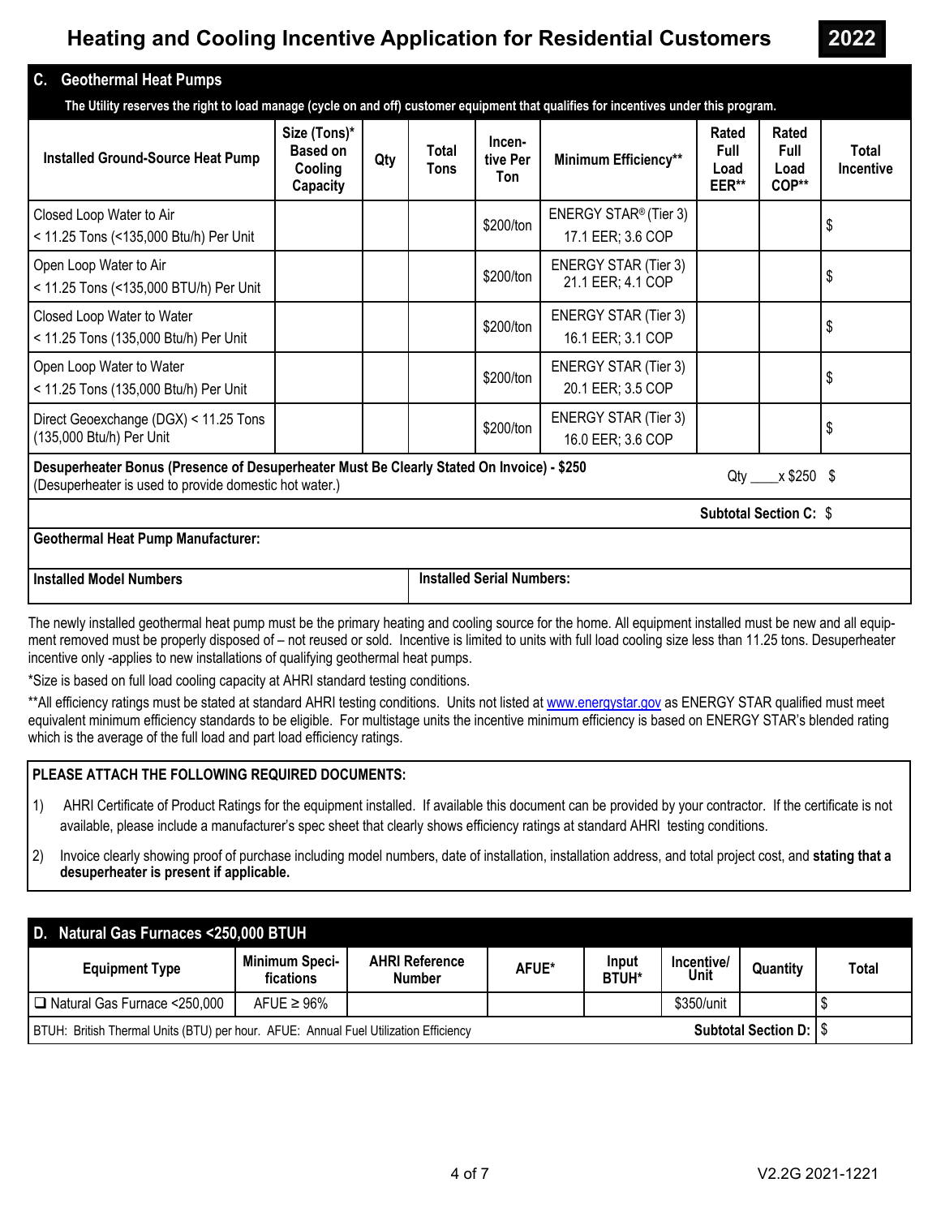# Heating and Cooling Incentive Application for Residential Customers

**2022**

## C. Geothermal Heat Pumps

**The Utility reserves the right to load manage (cycle on and off) customer equipment that qualifies for incentives under this program.**

| Installed Ground-Source Heat Pump | Size (Tons)* Based on Cooling Capacity | Qty | Total Tons | Incentive Per Ton | Minimum Efficiency** | Rated Full Load EER** | Rated Full Load COP** | Total Incentive |
|---|---|---|---|---|---|---|---|---|
| Closed Loop Water to Air < 11.25 Tons (<135,000 Btu/h) Per Unit | | | | $200/ton | ENERGY STAR® (Tier 3) 17.1 EER; 3.6 COP | | | $ |
| Open Loop Water to Air < 11.25 Tons (<135,000 BTU/h) Per Unit | | | | $200/ton | ENERGY STAR (Tier 3) 21.1 EER; 4.1 COP | | | $ |
| Closed Loop Water to Water < 11.25 Tons (135,000 Btu/h) Per Unit | | | | $200/ton | ENERGY STAR (Tier 3) 16.1 EER; 3.1 COP | | | $ |
| Open Loop Water to Water < 11.25 Tons (135,000 Btu/h) Per Unit | | | | $200/ton | ENERGY STAR (Tier 3) 20.1 EER; 3.5 COP | | | $ |
| Direct Geoexchange (DGX) < 11.25 Tons (135,000 Btu/h) Per Unit | | | | $200/ton | ENERGY STAR (Tier 3) 16.0 EER; 3.6 COP | | | $ |
| **Desuperheater Bonus (Presence of Desuperheater Must Be Clearly Stated On Invoice) - $250** (Desuperheater is used to provide domestic hot water.) | | | | | | Qty ____x $250 | | $ |
| | | | | | | **Subtotal Section C:** | | $ |

**Geothermal Heat Pump Manufacturer:**

**Installed Model Numbers** | **Installed Serial Numbers:**

The newly installed geothermal heat pump must be the primary heating and cooling source for the home. All equipment installed must be new and all equipment removed must be properly disposed of – not reused or sold. Incentive is limited to units with full load cooling size less than 11.25 tons. Desuperheater incentive only -applies to new installations of qualifying geothermal heat pumps.

*Size is based on full load cooling capacity at AHRI standard testing conditions.

**All efficiency ratings must be stated at standard AHRI testing conditions. Units not listed at www.energystar.gov as ENERGY STAR qualified must meet equivalent minimum efficiency standards to be eligible. For multistage units the incentive minimum efficiency is based on ENERGY STAR's blended rating which is the average of the full load and part load efficiency ratings.

**PLEASE ATTACH THE FOLLOWING REQUIRED DOCUMENTS:**

1) AHRI Certificate of Product Ratings for the equipment installed. If available this document can be provided by your contractor. If the certificate is not available, please include a manufacturer's spec sheet that clearly shows efficiency ratings at standard AHRI testing conditions.
2) Invoice clearly showing proof of purchase including model numbers, date of installation, installation address, and total project cost, and **stating that a desuperheater is present if applicable.**

## D. Natural Gas Furnaces <250,000 BTUH

| Equipment Type | Minimum Specifications | AHRI Reference Number | AFUE* | Input BTUH* | Incentive/ Unit | Quantity | Total |
|---|---|---|---|---|---|---|---|
| ☐ Natural Gas Furnace <250,000 | AFUE ≥ 96% | | | | $350/unit | | $ |
| BTUH: British Thermal Units (BTU) per hour. AFUE: Annual Fuel Utilization Efficiency | | | | | | **Subtotal Section D:** | $ |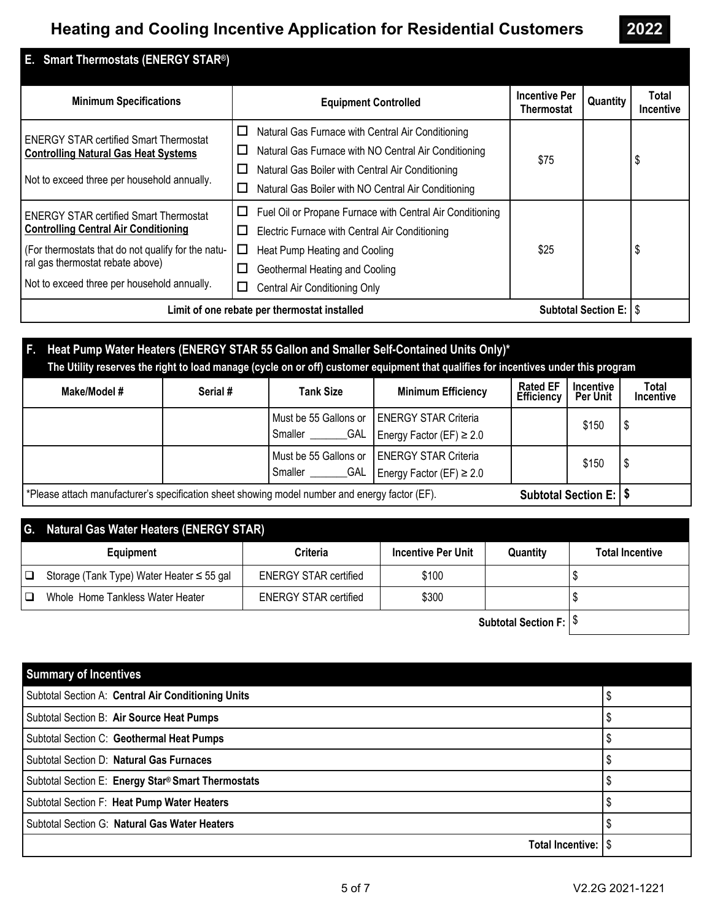# Heating and Cooling Incentive Application for Residential Customers 2022

## E. Smart Thermostats (ENERGY STAR®)

| Minimum Specifications | Equipment Controlled | Incentive Per Thermostat | Quantity | Total Incentive |
|---|---|---|---|---|
| ENERGY STAR certified Smart Thermostat **Controlling Natural Gas Heat Systems**<br><br>Not to exceed three per household annually. | ☐ Natural Gas Furnace with Central Air Conditioning<br>☐ Natural Gas Furnace with NO Central Air Conditioning<br>☐ Natural Gas Boiler with Central Air Conditioning<br>☐ Natural Gas Boiler with NO Central Air Conditioning | $75 | | $ |
| ENERGY STAR certified Smart Thermostat **Controlling Central Air Conditioning**<br><br>(For thermostats that do not qualify for the natural gas thermostat rebate above)<br><br>Not to exceed three per household annually. | ☐ Fuel Oil or Propane Furnace with Central Air Conditioning<br>☐ Electric Furnace with Central Air Conditioning<br>☐ Heat Pump Heating and Cooling<br>☐ Geothermal Heating and Cooling<br>☐ Central Air Conditioning Only | $25 | | $ |
| **Limit of one rebate per thermostat installed** | | | **Subtotal Section E:** | $ |

## F. Heat Pump Water Heaters (ENERGY STAR 55 Gallon and Smaller Self-Contained Units Only)*

**The Utility reserves the right to load manage (cycle on or off) customer equipment that qualifies for incentives under this program**

| Make/Model # | Serial # | Tank Size | Minimum Efficiency | Rated EF Efficiency | Incentive Per Unit | Total Incentive |
|---|---|---|---|---|---|---|
| | | Must be 55 Gallons or Smaller _______GAL | ENERGY STAR Criteria Energy Factor (EF) ≥ 2.0 | | $150 | $ |
| | | Must be 55 Gallons or Smaller _______GAL | ENERGY STAR Criteria Energy Factor (EF) ≥ 2.0 | | $150 | $ |
| *Please attach manufacturer's specification sheet showing model number and energy factor (EF). | | | | | **Subtotal Section E:** | **$** |

## G. Natural Gas Water Heaters (ENERGY STAR)

| Equipment | Criteria | Incentive Per Unit | Quantity | Total Incentive |
|---|---|---|---|---|
| ☐ Storage (Tank Type) Water Heater ≤ 55 gal | ENERGY STAR certified | $100 | | $ |
| ☐ Whole Home Tankless Water Heater | ENERGY STAR certified | $300 | | $ |
| | | | **Subtotal Section F:** | $ |

## Summary of Incentives

| Summary of Incentives | |
|---|---|
| Subtotal Section A: **Central Air Conditioning Units** | $ |
| Subtotal Section B: **Air Source Heat Pumps** | $ |
| Subtotal Section C: **Geothermal Heat Pumps** | $ |
| Subtotal Section D: **Natural Gas Furnaces** | $ |
| Subtotal Section E: **Energy Star® Smart Thermostats** | $ |
| Subtotal Section F: **Heat Pump Water Heaters** | $ |
| Subtotal Section G: **Natural Gas Water Heaters** | $ |
| **Total Incentive:** | $ |

V2.2G 2021-1221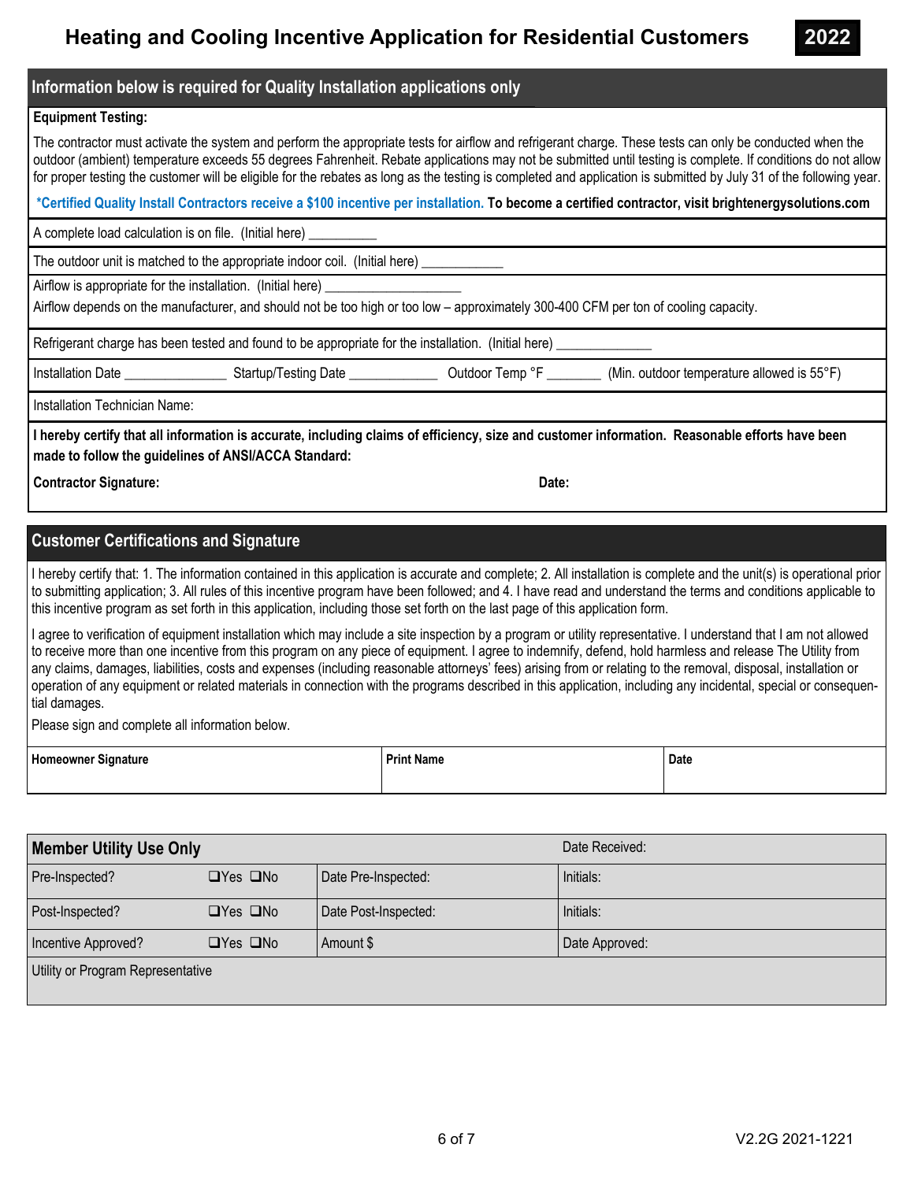# Heating and Cooling Incentive Application for Residential Customers

**2022**

## Information below is required for Quality Installation applications only

**Equipment Testing:**

The contractor must activate the system and perform the appropriate tests for airflow and refrigerant charge. These tests can only be conducted when the outdoor (ambient) temperature exceeds 55 degrees Fahrenheit. Rebate applications may not be submitted until testing is complete. If conditions do not allow for proper testing the customer will be eligible for the rebates as long as the testing is completed and application is submitted by July 31 of the following year.

**\*Certified Quality Install Contractors receive a $100 incentive per installation. To become a certified contractor, visit brightenergysolutions.com**

A complete load calculation is on file. (Initial here) __________

The outdoor unit is matched to the appropriate indoor coil. (Initial here) ____________

Airflow is appropriate for the installation. (Initial here) ____________________

Airflow depends on the manufacturer, and should not be too high or too low – approximately 300-400 CFM per ton of cooling capacity.

Refrigerant charge has been tested and found to be appropriate for the installation. (Initial here) ______________

Installation Date _______________ Startup/Testing Date _____________ Outdoor Temp °F ________ (Min. outdoor temperature allowed is 55°F)

Installation Technician Name:

**I hereby certify that all information is accurate, including claims of efficiency, size and customer information. Reasonable efforts have been made to follow the guidelines of ANSI/ACCA Standard:**

**Contractor Signature:** **Date:**

## Customer Certifications and Signature

I hereby certify that: 1. The information contained in this application is accurate and complete; 2. All installation is complete and the unit(s) is operational prior to submitting application; 3. All rules of this incentive program have been followed; and 4. I have read and understand the terms and conditions applicable to this incentive program as set forth in this application, including those set forth on the last page of this application form.

I agree to verification of equipment installation which may include a site inspection by a program or utility representative. I understand that I am not allowed to receive more than one incentive from this program on any piece of equipment. I agree to indemnify, defend, hold harmless and release The Utility from any claims, damages, liabilities, costs and expenses (including reasonable attorneys' fees) arising from or relating to the removal, disposal, installation or operation of any equipment or related materials in connection with the programs described in this application, including any incidental, special or consequential damages.

Please sign and complete all information below.

| Homeowner Signature | Print Name | Date |
|---|---|---|
| | | |

| Member Utility Use Only | | | Date Received: |
|---|---|---|---|
| Pre-Inspected? | ❑Yes ❑No | Date Pre-Inspected: | Initials: |
| Post-Inspected? | ❑Yes ❑No | Date Post-Inspected: | Initials: |
| Incentive Approved? | ❑Yes ❑No | Amount $ | Date Approved: |
| Utility or Program Representative | | | |

V2.2G 2021-1221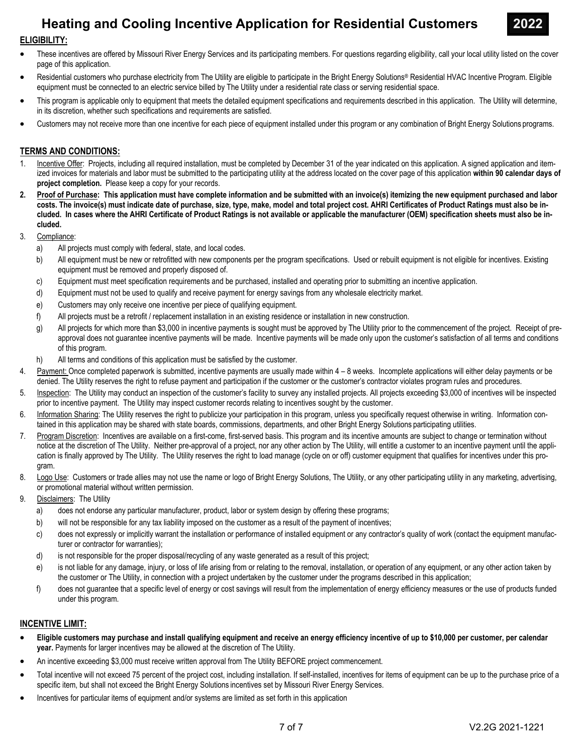# Heating and Cooling Incentive Application for Residential Customers **2022**

**ELIGIBILITY:**

- These incentives are offered by Missouri River Energy Services and its participating members. For questions regarding eligibility, call your local utility listed on the cover page of this application.
- Residential customers who purchase electricity from The Utility are eligible to participate in the Bright Energy Solutions® Residential HVAC Incentive Program. Eligible equipment must be connected to an electric service billed by The Utility under a residential rate class or serving residential space.
- This program is applicable only to equipment that meets the detailed equipment specifications and requirements described in this application. The Utility will determine, in its discretion, whether such specifications and requirements are satisfied.
- Customers may not receive more than one incentive for each piece of equipment installed under this program or any combination of Bright Energy Solutions programs.

**TERMS AND CONDITIONS:**

1. Incentive Offer: Projects, including all required installation, must be completed by December 31 of the year indicated on this application. A signed application and itemized invoices for materials and labor must be submitted to the participating utility at the address located on the cover page of this application **within 90 calendar days of project completion.** Please keep a copy for your records.
2. **Proof of Purchase: This application must have complete information and be submitted with an invoice(s) itemizing the new equipment purchased and labor costs. The invoice(s) must indicate date of purchase, size, type, make, model and total project cost. AHRI Certificates of Product Ratings must also be included. In cases where the AHRI Certificate of Product Ratings is not available or applicable the manufacturer (OEM) specification sheets must also be included.**
3. Compliance:
   a) All projects must comply with federal, state, and local codes.
   b) All equipment must be new or retrofitted with new components per the program specifications. Used or rebuilt equipment is not eligible for incentives. Existing equipment must be removed and properly disposed of.
   c) Equipment must meet specification requirements and be purchased, installed and operating prior to submitting an incentive application.
   d) Equipment must not be used to qualify and receive payment for energy savings from any wholesale electricity market.
   e) Customers may only receive one incentive per piece of qualifying equipment.
   f) All projects must be a retrofit / replacement installation in an existing residence or installation in new construction.
   g) All projects for which more than $3,000 in incentive payments is sought must be approved by The Utility prior to the commencement of the project. Receipt of pre-approval does not guarantee incentive payments will be made. Incentive payments will be made only upon the customer's satisfaction of all terms and conditions of this program.
   h) All terms and conditions of this application must be satisfied by the customer.
4. Payment: Once completed paperwork is submitted, incentive payments are usually made within 4 – 8 weeks. Incomplete applications will either delay payments or be denied. The Utility reserves the right to refuse payment and participation if the customer or the customer's contractor violates program rules and procedures.
5. Inspection: The Utility may conduct an inspection of the customer's facility to survey any installed projects. All projects exceeding $3,000 of incentives will be inspected prior to incentive payment. The Utility may inspect customer records relating to incentives sought by the customer.
6. Information Sharing: The Utility reserves the right to publicize your participation in this program, unless you specifically request otherwise in writing. Information contained in this application may be shared with state boards, commissions, departments, and other Bright Energy Solutions participating utilities.
7. Program Discretion: Incentives are available on a first-come, first-served basis. This program and its incentive amounts are subject to change or termination without notice at the discretion of The Utility. Neither pre-approval of a project, nor any other action by The Utility, will entitle a customer to an incentive payment until the application is finally approved by The Utility. The Utility reserves the right to load manage (cycle on or off) customer equipment that qualifies for incentives under this program.
8. Logo Use: Customers or trade allies may not use the name or logo of Bright Energy Solutions, The Utility, or any other participating utility in any marketing, advertising, or promotional material without written permission.
9. Disclaimers: The Utility
   a) does not endorse any particular manufacturer, product, labor or system design by offering these programs;
   b) will not be responsible for any tax liability imposed on the customer as a result of the payment of incentives;
   c) does not expressly or implicitly warrant the installation or performance of installed equipment or any contractor's quality of work (contact the equipment manufacturer or contractor for warranties);
   d) is not responsible for the proper disposal/recycling of any waste generated as a result of this project;
   e) is not liable for any damage, injury, or loss of life arising from or relating to the removal, installation, or operation of any equipment, or any other action taken by the customer or The Utility, in connection with a project undertaken by the customer under the programs described in this application;
   f) does not guarantee that a specific level of energy or cost savings will result from the implementation of energy efficiency measures or the use of products funded under this program.

**INCENTIVE LIMIT:**

- **Eligible customers may purchase and install qualifying equipment and receive an energy efficiency incentive of up to $10,000 per customer, per calendar year.** Payments for larger incentives may be allowed at the discretion of The Utility.
- An incentive exceeding $3,000 must receive written approval from The Utility BEFORE project commencement.
- Total incentive will not exceed 75 percent of the project cost, including installation. If self-installed, incentives for items of equipment can be up to the purchase price of a specific item, but shall not exceed the Bright Energy Solutions incentives set by Missouri River Energy Services.
- Incentives for particular items of equipment and/or systems are limited as set forth in this application

V2.2G 2021-1221